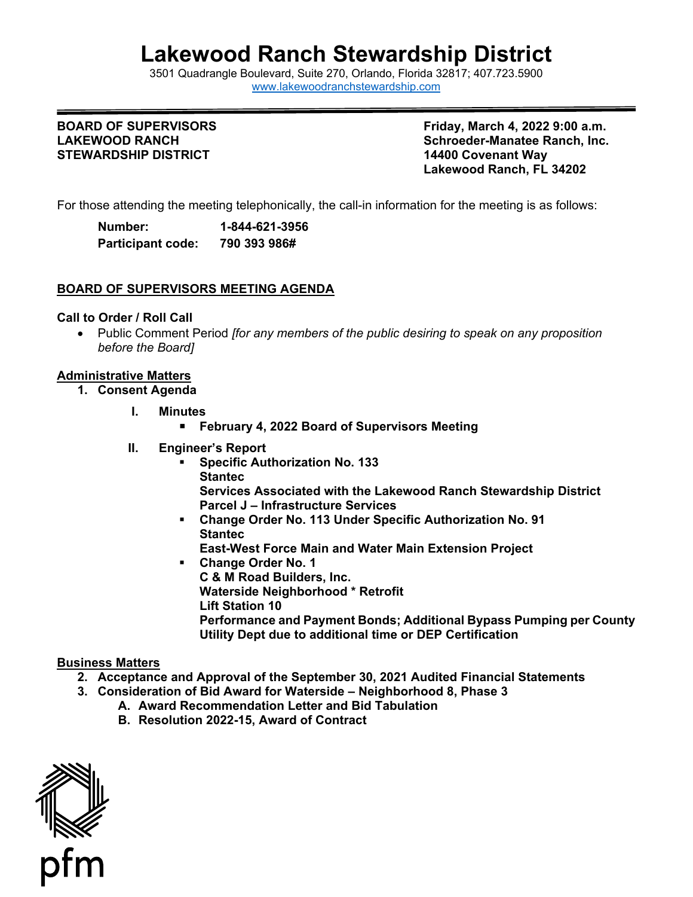# Lakewood Ranch Stewardship District

3501 Quadrangle Boulevard, Suite 270, Orlando, Florida 32817; 407.723.5900
www.lakewoodranchstewardship.com

**BOARD OF SUPERVISORS**
**LAKEWOOD RANCH**
**STEWARDSHIP DISTRICT**

**Friday, March 4, 2022 9:00 a.m.**
**Schroeder-Manatee Ranch, Inc.**
**14400 Covenant Way**
**Lakewood Ranch, FL 34202**

For those attending the meeting telephonically, the call-in information for the meeting is as follows:

**Number:** **1-844-621-3956**
**Participant code:** **790 393 986#**

## BOARD OF SUPERVISORS MEETING AGENDA

**Call to Order / Roll Call**

- Public Comment Period *[for any members of the public desiring to speak on any proposition before the Board]*

**Administrative Matters**

1. **Consent Agenda**

   I. **Minutes**
      - **February 4, 2022 Board of Supervisors Meeting**

   II. **Engineer's Report**
      - **Specific Authorization No. 133**
        **Stantec**
        **Services Associated with the Lakewood Ranch Stewardship District Parcel J – Infrastructure Services**
      - **Change Order No. 113 Under Specific Authorization No. 91**
        **Stantec**
        **East-West Force Main and Water Main Extension Project**
      - **Change Order No. 1**
        **C & M Road Builders, Inc.**
        **Waterside Neighborhood * Retrofit**
        **Lift Station 10**
        **Performance and Payment Bonds; Additional Bypass Pumping per County Utility Dept due to additional time or DEP Certification**

**Business Matters**

2. **Acceptance and Approval of the September 30, 2021 Audited Financial Statements**
3. **Consideration of Bid Award for Waterside – Neighborhood 8, Phase 3**
   A. **Award Recommendation Letter and Bid Tabulation**
   B. **Resolution 2022-15, Award of Contract**

pfm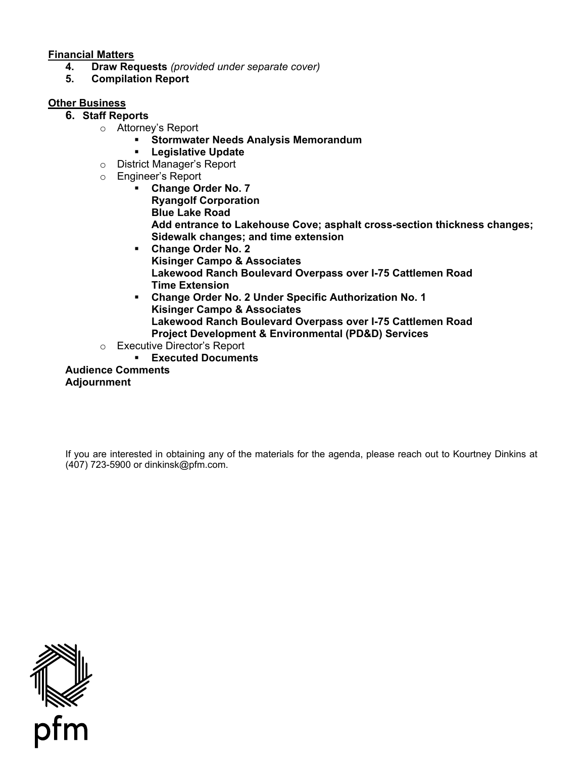**Financial Matters**

4. **Draw Requests** *(provided under separate cover)*
5. **Compilation Report**

**Other Business**

6. **Staff Reports**
   - Attorney's Report
     - **Stormwater Needs Analysis Memorandum**
     - **Legislative Update**
   - District Manager's Report
   - Engineer's Report
     - **Change Order No. 7**
       **Ryangolf Corporation**
       **Blue Lake Road**
       **Add entrance to Lakehouse Cove; asphalt cross-section thickness changes; Sidewalk changes; and time extension**
     - **Change Order No. 2**
       **Kisinger Campo & Associates**
       **Lakewood Ranch Boulevard Overpass over I-75 Cattlemen Road**
       **Time Extension**
     - **Change Order No. 2 Under Specific Authorization No. 1**
       **Kisinger Campo & Associates**
       **Lakewood Ranch Boulevard Overpass over I-75 Cattlemen Road**
       **Project Development & Environmental (PD&D) Services**
   - Executive Director's Report
     - **Executed Documents**

**Audience Comments**

**Adjournment**

If you are interested in obtaining any of the materials for the agenda, please reach out to Kourtney Dinkins at (407) 723-5900 or dinkinsk@pfm.com.

pfm